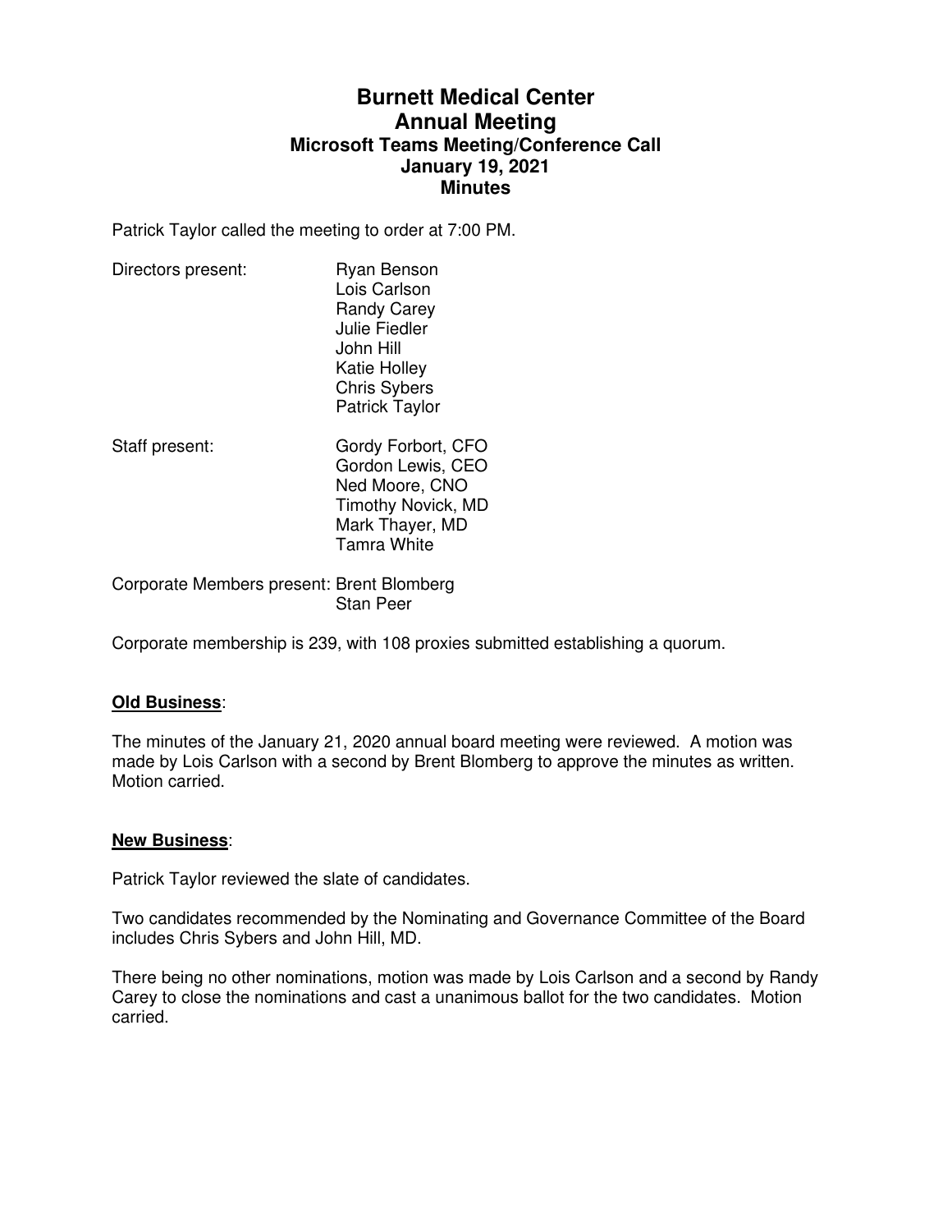# Burnett Medical Center
## Annual Meeting
### Microsoft Teams Meeting/Conference Call
### January 19, 2021
### Minutes

Patrick Taylor called the meeting to order at 7:00 PM.

Directors present:
- Ryan Benson
- Lois Carlson
- Randy Carey
- Julie Fiedler
- John Hill
- Katie Holley
- Chris Sybers
- Patrick Taylor

Staff present:
- Gordy Forbort, CFO
- Gordon Lewis, CEO
- Ned Moore, CNO
- Timothy Novick, MD
- Mark Thayer, MD
- Tamra White

Corporate Members present:
- Brent Blomberg
- Stan Peer

Corporate membership is 239, with 108 proxies submitted establishing a quorum.

**Old Business**:

The minutes of the January 21, 2020 annual board meeting were reviewed. A motion was made by Lois Carlson with a second by Brent Blomberg to approve the minutes as written. Motion carried.

**New Business**:

Patrick Taylor reviewed the slate of candidates.

Two candidates recommended by the Nominating and Governance Committee of the Board includes Chris Sybers and John Hill, MD.

There being no other nominations, motion was made by Lois Carlson and a second by Randy Carey to close the nominations and cast a unanimous ballot for the two candidates. Motion carried.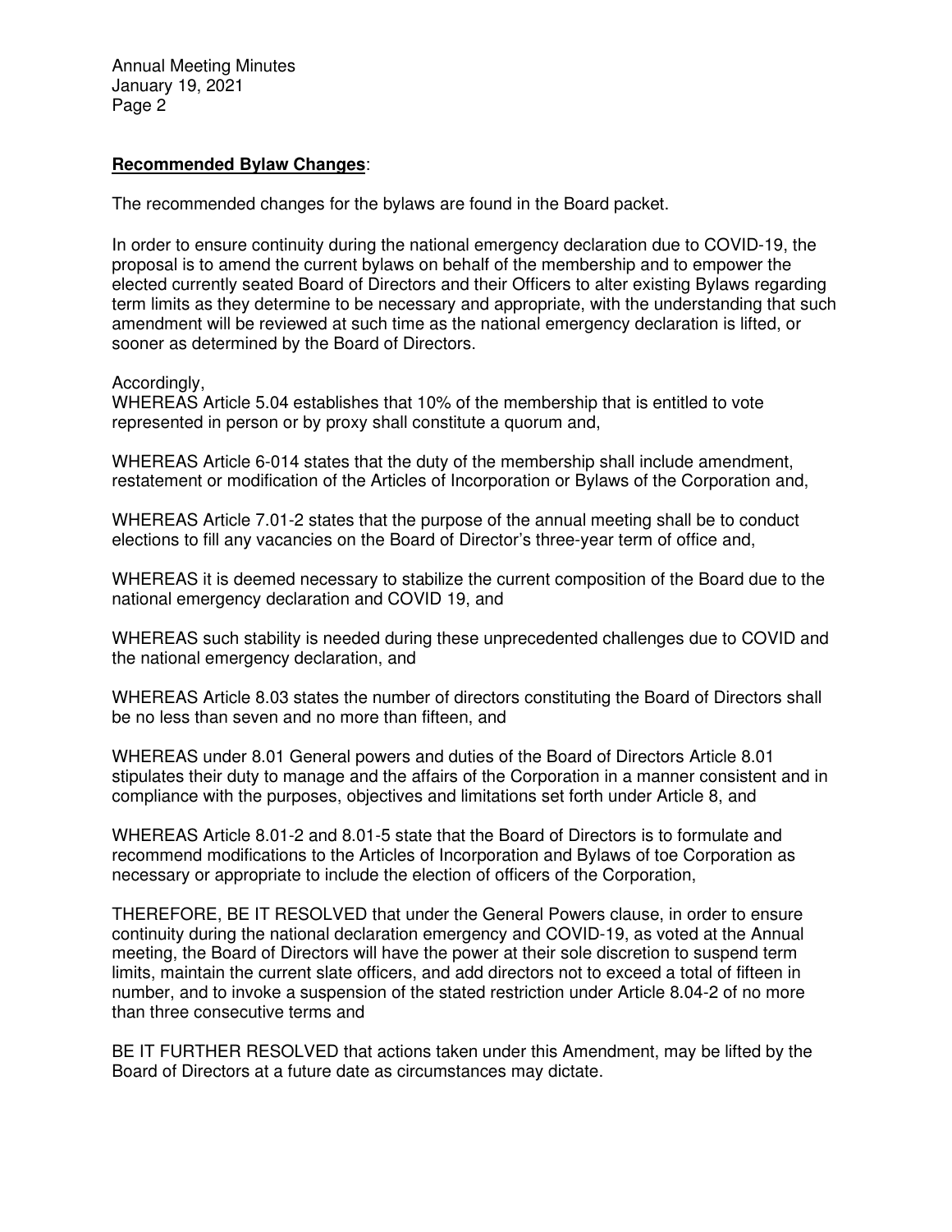**Recommended Bylaw Changes**:

The recommended changes for the bylaws are found in the Board packet.

In order to ensure continuity during the national emergency declaration due to COVID-19, the proposal is to amend the current bylaws on behalf of the membership and to empower the elected currently seated Board of Directors and their Officers to alter existing Bylaws regarding term limits as they determine to be necessary and appropriate, with the understanding that such amendment will be reviewed at such time as the national emergency declaration is lifted, or sooner as determined by the Board of Directors.

Accordingly,
WHEREAS Article 5.04 establishes that 10% of the membership that is entitled to vote represented in person or by proxy shall constitute a quorum and,

WHEREAS Article 6-014 states that the duty of the membership shall include amendment, restatement or modification of the Articles of Incorporation or Bylaws of the Corporation and,

WHEREAS Article 7.01-2 states that the purpose of the annual meeting shall be to conduct elections to fill any vacancies on the Board of Director's three-year term of office and,

WHEREAS it is deemed necessary to stabilize the current composition of the Board due to the national emergency declaration and COVID 19, and

WHEREAS such stability is needed during these unprecedented challenges due to COVID and the national emergency declaration, and

WHEREAS Article 8.03 states the number of directors constituting the Board of Directors shall be no less than seven and no more than fifteen, and

WHEREAS under 8.01 General powers and duties of the Board of Directors Article 8.01 stipulates their duty to manage and the affairs of the Corporation in a manner consistent and in compliance with the purposes, objectives and limitations set forth under Article 8, and

WHEREAS Article 8.01-2 and 8.01-5 state that the Board of Directors is to formulate and recommend modifications to the Articles of Incorporation and Bylaws of toe Corporation as necessary or appropriate to include the election of officers of the Corporation,

THEREFORE, BE IT RESOLVED that under the General Powers clause, in order to ensure continuity during the national declaration emergency and COVID-19, as voted at the Annual meeting, the Board of Directors will have the power at their sole discretion to suspend term limits, maintain the current slate officers, and add directors not to exceed a total of fifteen in number, and to invoke a suspension of the stated restriction under Article 8.04-2 of no more than three consecutive terms and

BE IT FURTHER RESOLVED that actions taken under this Amendment, may be lifted by the Board of Directors at a future date as circumstances may dictate.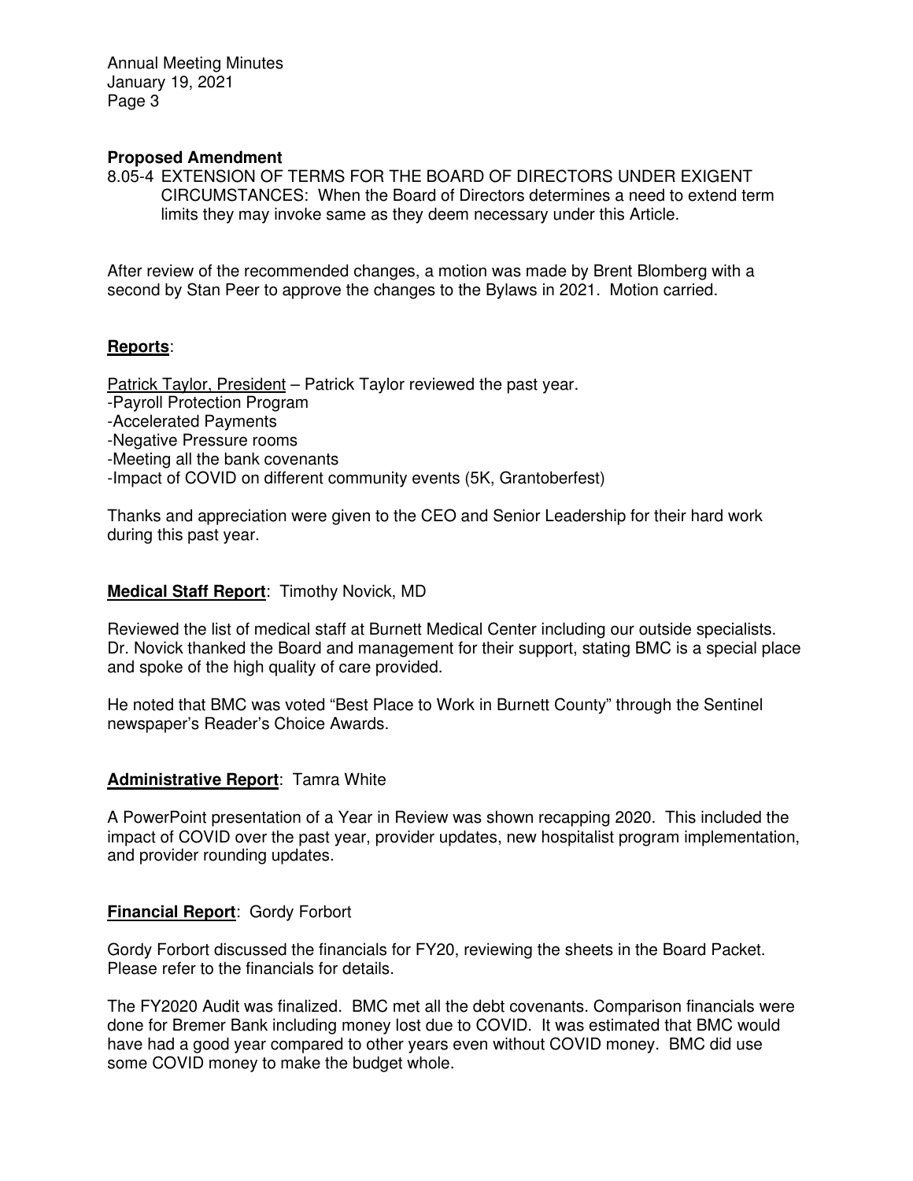**Proposed Amendment**

8.05-4 EXTENSION OF TERMS FOR THE BOARD OF DIRECTORS UNDER EXIGENT CIRCUMSTANCES: When the Board of Directors determines a need to extend term limits they may invoke same as they deem necessary under this Article.

After review of the recommended changes, a motion was made by Brent Blomberg with a second by Stan Peer to approve the changes to the Bylaws in 2021. Motion carried.

## **Reports**:

Patrick Taylor, President – Patrick Taylor reviewed the past year.

- Payroll Protection Program
- Accelerated Payments
- Negative Pressure rooms
- Meeting all the bank covenants
- Impact of COVID on different community events (5K, Grantoberfest)

Thanks and appreciation were given to the CEO and Senior Leadership for their hard work during this past year.

## **Medical Staff Report**: Timothy Novick, MD

Reviewed the list of medical staff at Burnett Medical Center including our outside specialists. Dr. Novick thanked the Board and management for their support, stating BMC is a special place and spoke of the high quality of care provided.

He noted that BMC was voted "Best Place to Work in Burnett County" through the Sentinel newspaper's Reader's Choice Awards.

## **Administrative Report**: Tamra White

A PowerPoint presentation of a Year in Review was shown recapping 2020. This included the impact of COVID over the past year, provider updates, new hospitalist program implementation, and provider rounding updates.

## **Financial Report**: Gordy Forbort

Gordy Forbort discussed the financials for FY20, reviewing the sheets in the Board Packet. Please refer to the financials for details.

The FY2020 Audit was finalized. BMC met all the debt covenants. Comparison financials were done for Bremer Bank including money lost due to COVID. It was estimated that BMC would have had a good year compared to other years even without COVID money. BMC did use some COVID money to make the budget whole.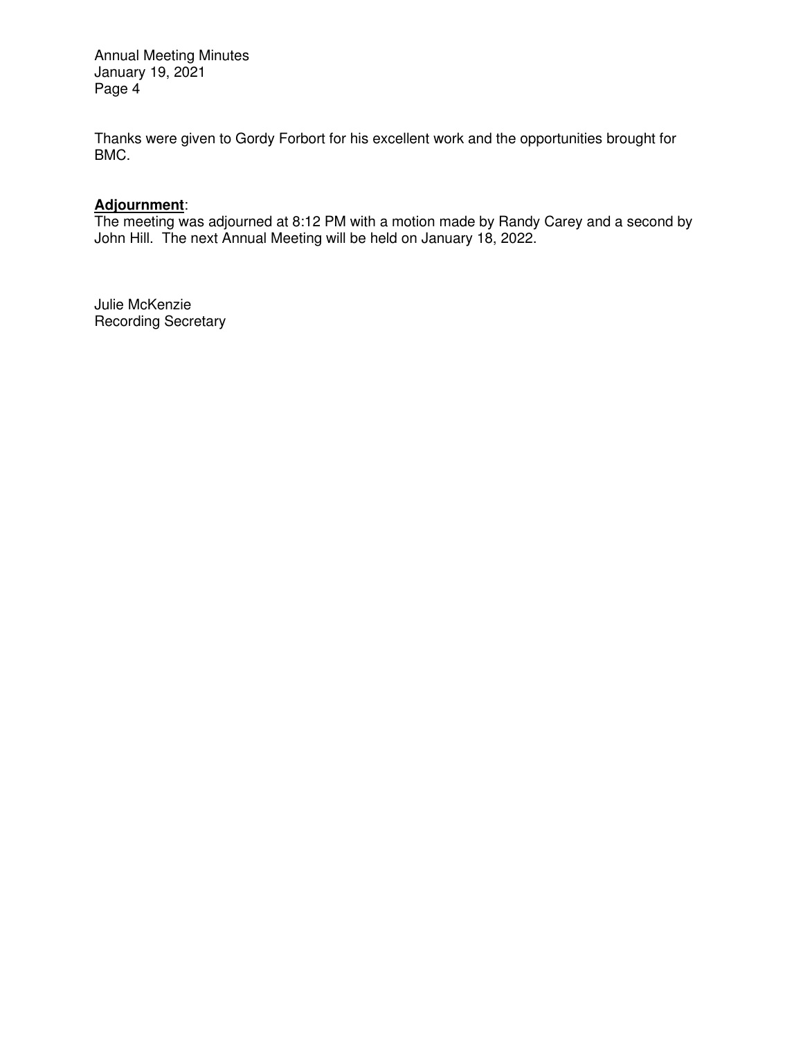Thanks were given to Gordy Forbort for his excellent work and the opportunities brought for BMC.

**Adjournment**:

The meeting was adjourned at 8:12 PM with a motion made by Randy Carey and a second by John Hill. The next Annual Meeting will be held on January 18, 2022.

Julie McKenzie
Recording Secretary